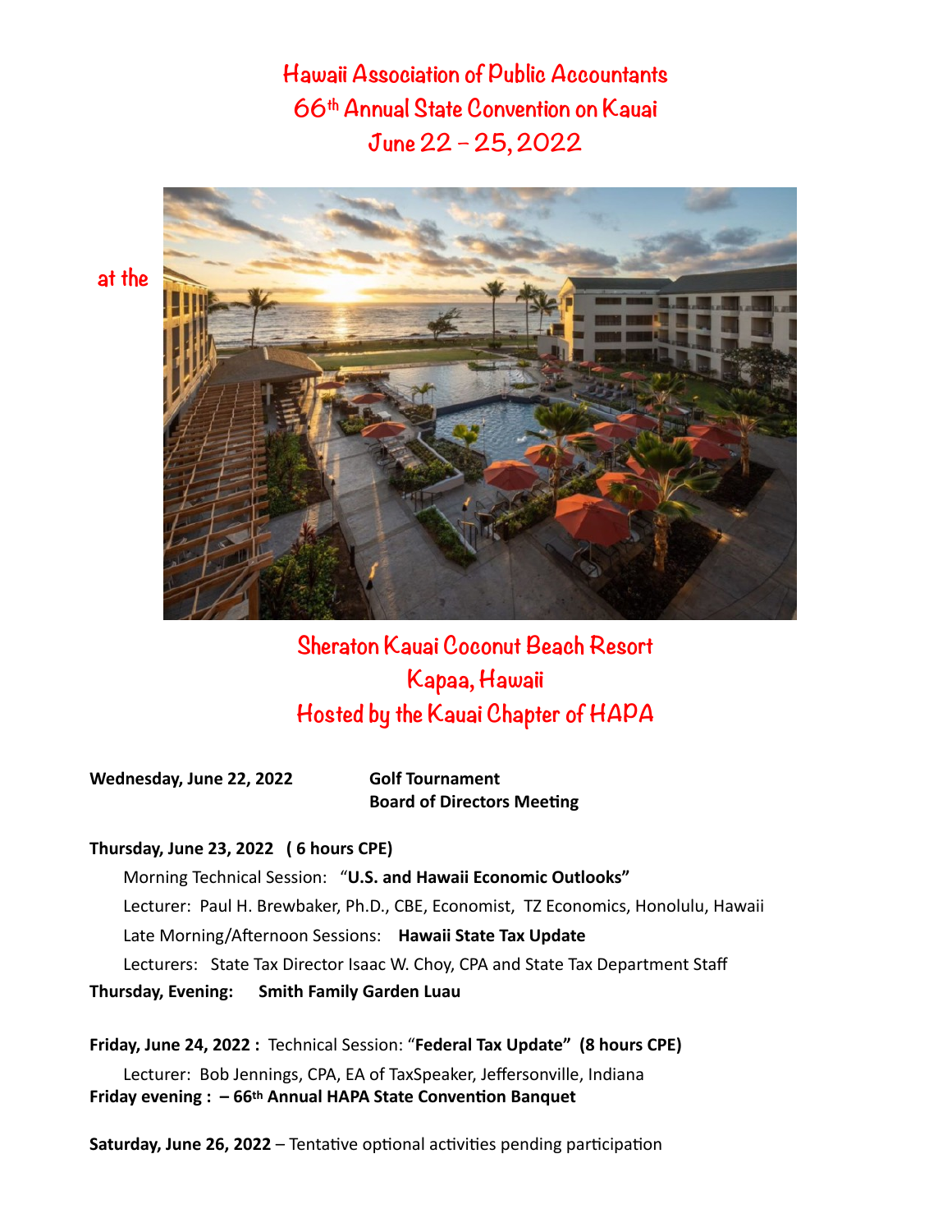# Hawaii Association of Public Accountants
# 66th Annual State Convention on Kauai
# June 22 – 25, 2022

at the

## Sheraton Kauai Coconut Beach Resort
## Kapaa, Hawaii
## Hosted by the Kauai Chapter of HAPA

**Wednesday, June 22, 2022** **Golf Tournament**
**Board of Directors Meeting**

**Thursday, June 23, 2022 ( 6 hours CPE)**

Morning Technical Session: "**U.S. and Hawaii Economic Outlooks"**

Lecturer: Paul H. Brewbaker, Ph.D., CBE, Economist, TZ Economics, Honolulu, Hawaii

Late Morning/Afternoon Sessions: **Hawaii State Tax Update**

Lecturers: State Tax Director Isaac W. Choy, CPA and State Tax Department Staff

**Thursday, Evening: Smith Family Garden Luau**

**Friday, June 24, 2022 :** Technical Session: "**Federal Tax Update" (8 hours CPE)**

Lecturer: Bob Jennings, CPA, EA of TaxSpeaker, Jeffersonville, Indiana

**Friday evening : – 66th Annual HAPA State Convention Banquet**

**Saturday, June 26, 2022** – Tentative optional activities pending participation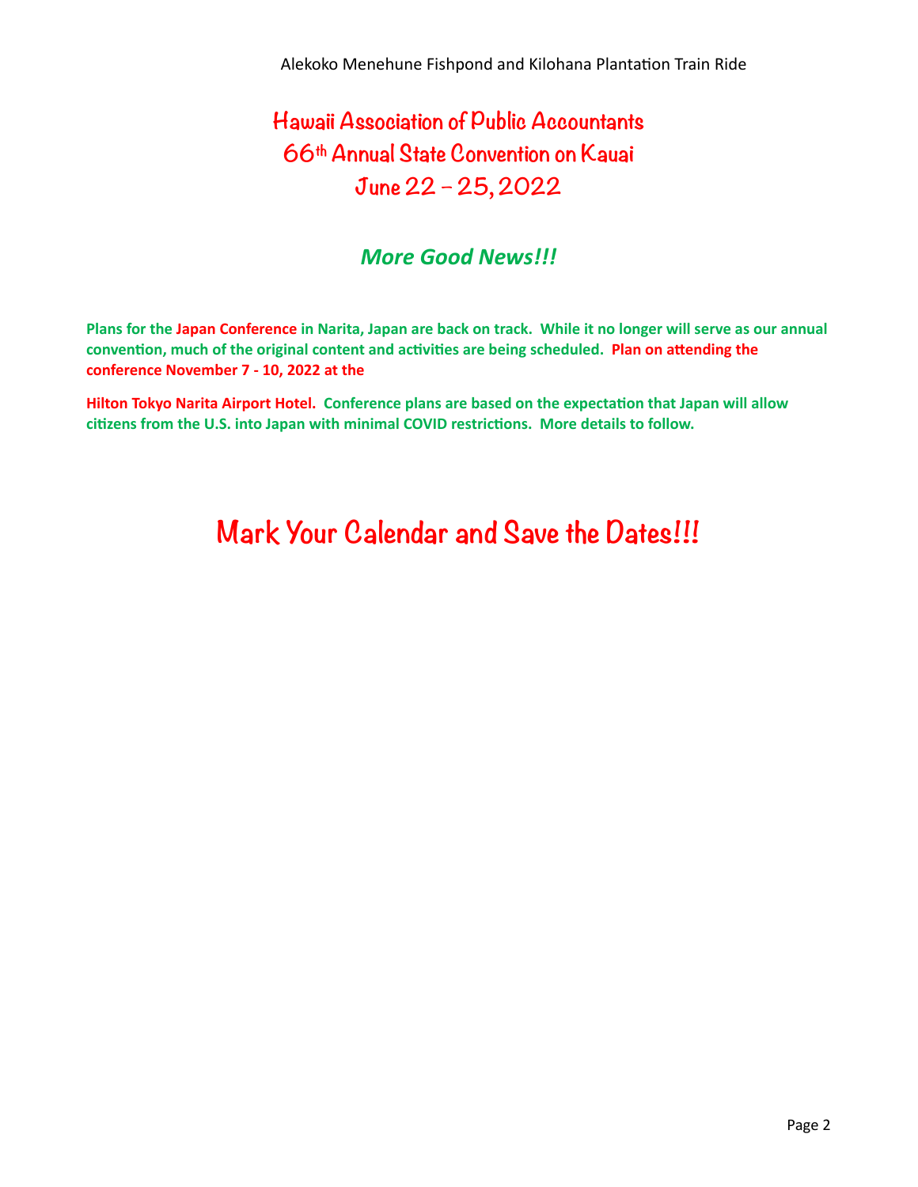Alekoko Menehune Fishpond and Kilohana Plantation Train Ride

# Hawaii Association of Public Accountants
# 66th Annual State Convention on Kauai
# June 22 – 25, 2022

## *More Good News!!!*

**Plans for the Japan Conference in Narita, Japan are back on track. While it no longer will serve as our annual convention, much of the original content and activities are being scheduled. Plan on attending the conference November 7 - 10, 2022 at the**

**Hilton Tokyo Narita Airport Hotel. Conference plans are based on the expectation that Japan will allow citizens from the U.S. into Japan with minimal COVID restrictions. More details to follow.**

# Mark Your Calendar and Save the Dates!!!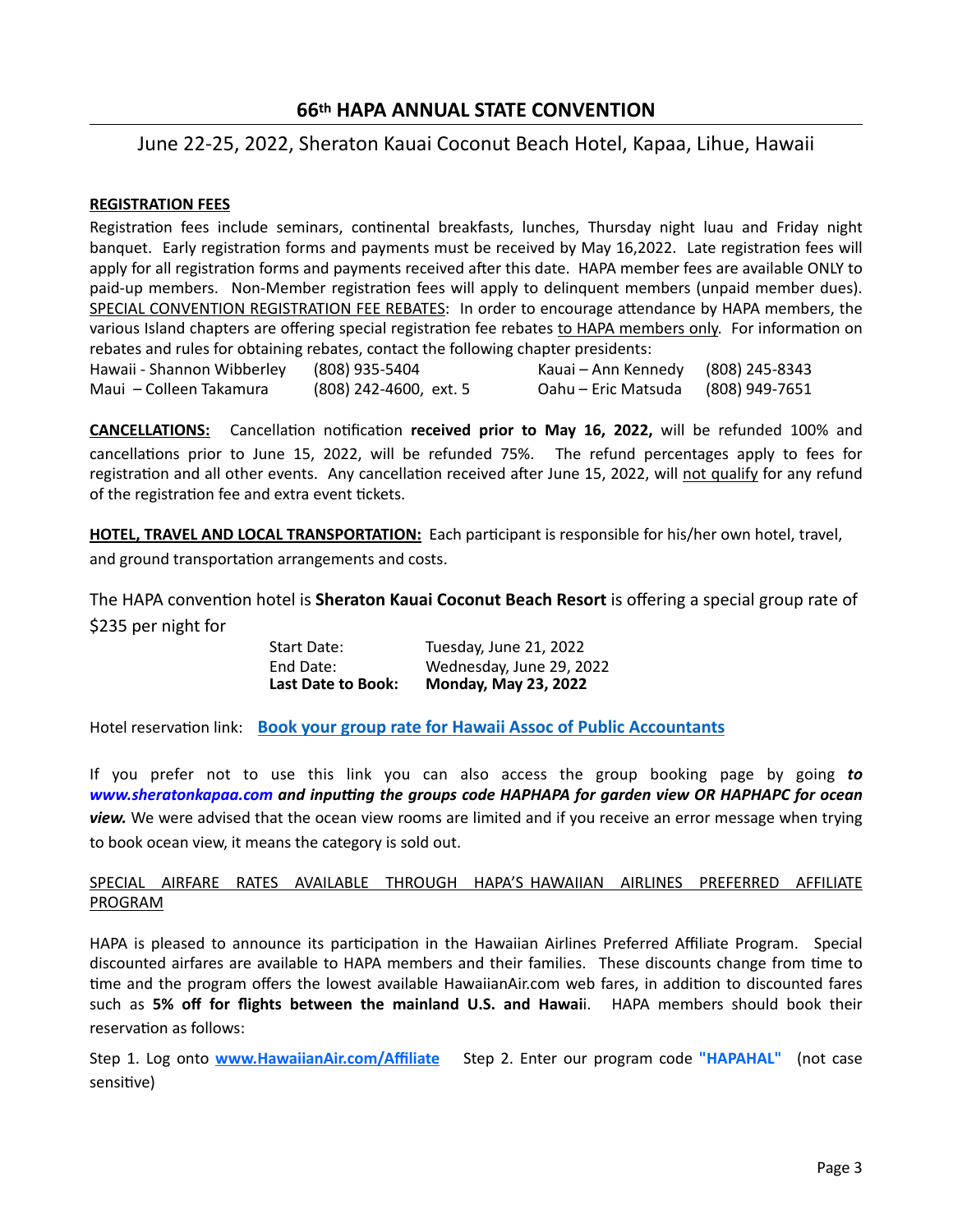## 66th HAPA ANNUAL STATE CONVENTION

June 22-25, 2022, Sheraton Kauai Coconut Beach Hotel, Kapaa, Lihue, Hawaii

**REGISTRATION FEES**

Registration fees include seminars, continental breakfasts, lunches, Thursday night luau and Friday night banquet. Early registration forms and payments must be received by May 16,2022. Late registration fees will apply for all registration forms and payments received after this date. HAPA member fees are available ONLY to paid-up members. Non-Member registration fees will apply to delinquent members (unpaid member dues). SPECIAL CONVENTION REGISTRATION FEE REBATES: In order to encourage attendance by HAPA members, the various Island chapters are offering special registration fee rebates to HAPA members only. For information on rebates and rules for obtaining rebates, contact the following chapter presidents:

| | | | |
|---|---|---|---|
| Hawaii - Shannon Wibberley | (808) 935-5404 | Kauai – Ann Kennedy | (808) 245-8343 |
| Maui – Colleen Takamura | (808) 242-4600, ext. 5 | Oahu – Eric Matsuda | (808) 949-7651 |

**CANCELLATIONS:** Cancellation notification **received prior to May 16, 2022,** will be refunded 100% and cancellations prior to June 15, 2022, will be refunded 75%. The refund percentages apply to fees for registration and all other events. Any cancellation received after June 15, 2022, will not qualify for any refund of the registration fee and extra event tickets.

**HOTEL, TRAVEL AND LOCAL TRANSPORTATION:** Each participant is responsible for his/her own hotel, travel, and ground transportation arrangements and costs.

The HAPA convention hotel is **Sheraton Kauai Coconut Beach Resort** is offering a special group rate of $235 per night for

| | |
|---|---|
| Start Date: | Tuesday, June 21, 2022 |
| End Date: | Wednesday, June 29, 2022 |
| **Last Date to Book:** | **Monday, May 23, 2022** |

Hotel reservation link: **Book your group rate for Hawaii Assoc of Public Accountants**

If you prefer not to use this link you can also access the group booking page by going ***to www.sheratonkapaa.com and inputting the groups code HAPHAPA for garden view OR HAPHAPC for ocean view.*** We were advised that the ocean view rooms are limited and if you receive an error message when trying to book ocean view, it means the category is sold out.

SPECIAL AIRFARE RATES AVAILABLE THROUGH HAPA'S HAWAIIAN AIRLINES PREFERRED AFFILIATE PROGRAM

HAPA is pleased to announce its participation in the Hawaiian Airlines Preferred Affiliate Program. Special discounted airfares are available to HAPA members and their families. These discounts change from time to time and the program offers the lowest available HawaiianAir.com web fares, in addition to discounted fares such as **5% off for flights between the mainland U.S. and Hawai**i. HAPA members should book their reservation as follows:

Step 1. Log onto **www.HawaiianAir.com/Affiliate** Step 2. Enter our program code **"HAPAHAL"** (not case sensitive)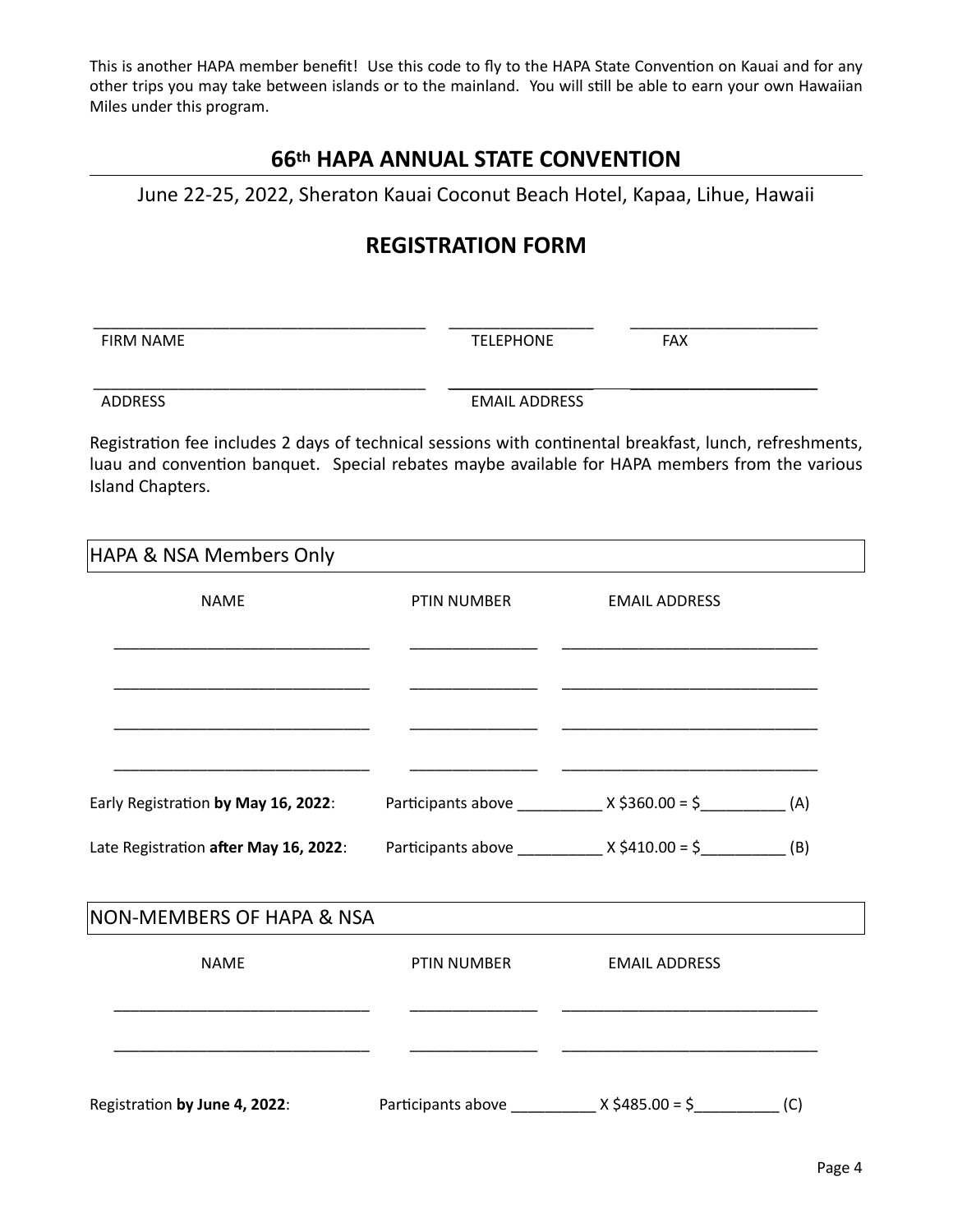This is another HAPA member benefit! Use this code to fly to the HAPA State Convention on Kauai and for any other trips you may take between islands or to the mainland. You will still be able to earn your own Hawaiian Miles under this program.

## 66th HAPA ANNUAL STATE CONVENTION

June 22-25, 2022, Sheraton Kauai Coconut Beach Hotel, Kapaa, Lihue, Hawaii

## REGISTRATION FORM

| FIRM NAME | TELEPHONE | FAX |
|---|---|---|
| ______________________________________ | ________________ | _____________________ |

| ADDRESS | EMAIL ADDRESS |
|---|---|
| ______________________________________ | ________________ |

Registration fee includes 2 days of technical sessions with continental breakfast, lunch, refreshments, luau and convention banquet. Special rebates maybe available for HAPA members from the various Island Chapters.

### HAPA & NSA Members Only

| NAME | PTIN NUMBER | EMAIL ADDRESS |
|---|---|---|
| ______________________________ | _______________ | ______________________________ |
| ______________________________ | _______________ | ______________________________ |
| ______________________________ | _______________ | ______________________________ |
| ______________________________ | _______________ | ______________________________ |

Early Registration **by May 16, 2022**: Participants above __________ X $360.00 = $__________ (A)

Late Registration **after May 16, 2022**: Participants above __________ X $410.00 = $__________ (B)

### NON-MEMBERS OF HAPA & NSA

| NAME | PTIN NUMBER | EMAIL ADDRESS |
|---|---|---|
| ______________________________ | _______________ | ______________________________ |
| ______________________________ | _______________ | ______________________________ |

Registration **by June 4, 2022**: Participants above __________ X $485.00 = $__________ (C)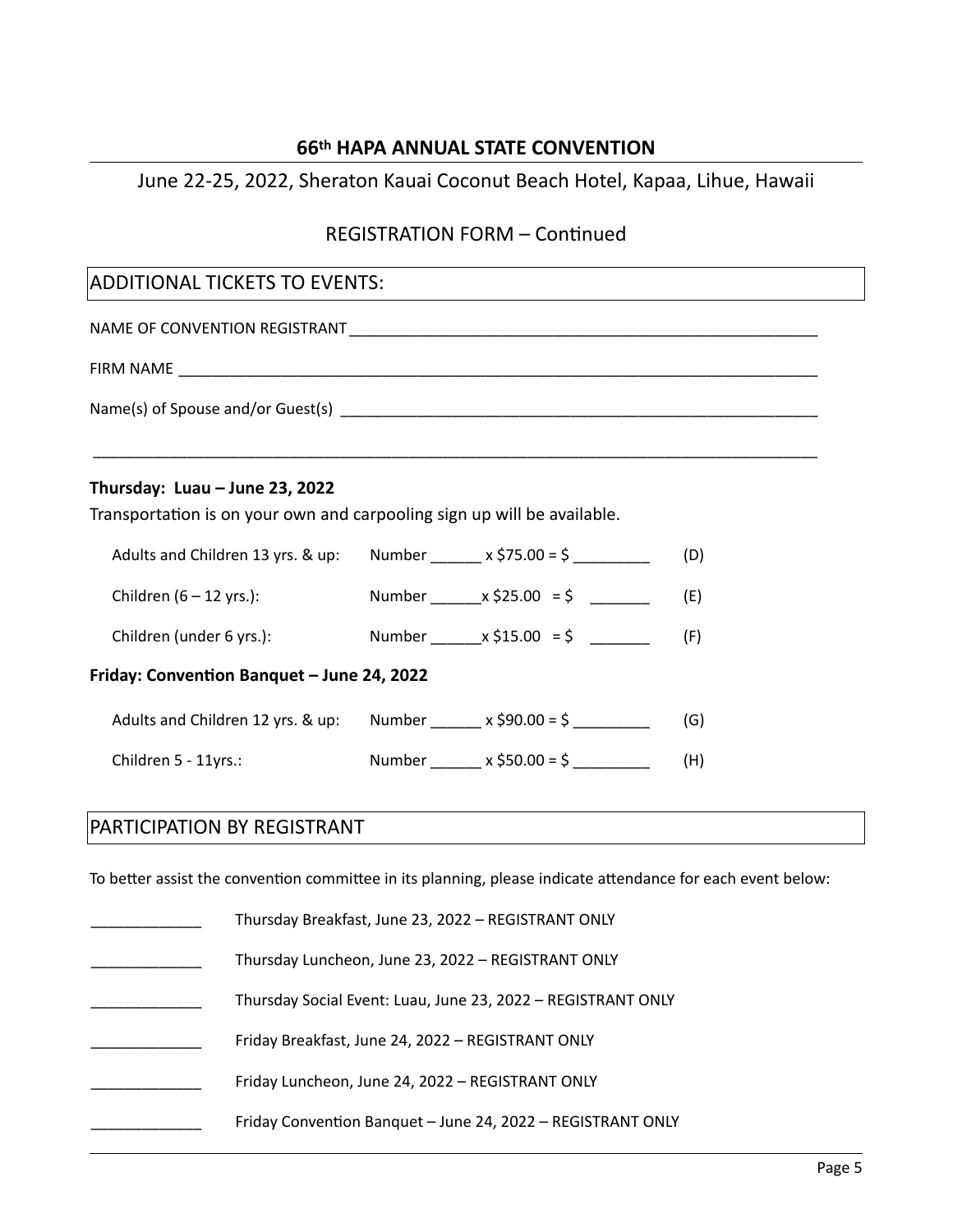## 66th HAPA ANNUAL STATE CONVENTION

June 22-25, 2022, Sheraton Kauai Coconut Beach Hotel, Kapaa, Lihue, Hawaii

REGISTRATION FORM – Continued

## ADDITIONAL TICKETS TO EVENTS:

NAME OF CONVENTION REGISTRANT ___________________________________________________

FIRM NAME ___________________________________________________________________

Name(s) of Spouse and/or Guest(s) ____________________________________________

_____________________________________________________________________________

**Thursday: Luau – June 23, 2022**

Transportation is on your own and carpooling sign up will be available.

| | | |
|---|---|---|
| Adults and Children 13 yrs. & up: | Number ______ x $75.00 = $ _________ | (D) |
| Children (6 – 12 yrs.): | Number ______x $25.00 = $ _______ | (E) |
| Children (under 6 yrs.): | Number ______x $15.00 = $ _______ | (F) |

**Friday: Convention Banquet – June 24, 2022**

| | | |
|---|---|---|
| Adults and Children 12 yrs. & up: | Number ______ x $90.00 = $ _________ | (G) |
| Children 5 - 11yrs.: | Number ______ x $50.00 = $ _________ | (H) |

## PARTICIPATION BY REGISTRANT

To better assist the convention committee in its planning, please indicate attendance for each event below:

_____________ Thursday Breakfast, June 23, 2022 – REGISTRANT ONLY

_____________ Thursday Luncheon, June 23, 2022 – REGISTRANT ONLY

_____________ Thursday Social Event: Luau, June 23, 2022 – REGISTRANT ONLY

_____________ Friday Breakfast, June 24, 2022 – REGISTRANT ONLY

_____________ Friday Luncheon, June 24, 2022 – REGISTRANT ONLY

_____________ Friday Convention Banquet – June 24, 2022 – REGISTRANT ONLY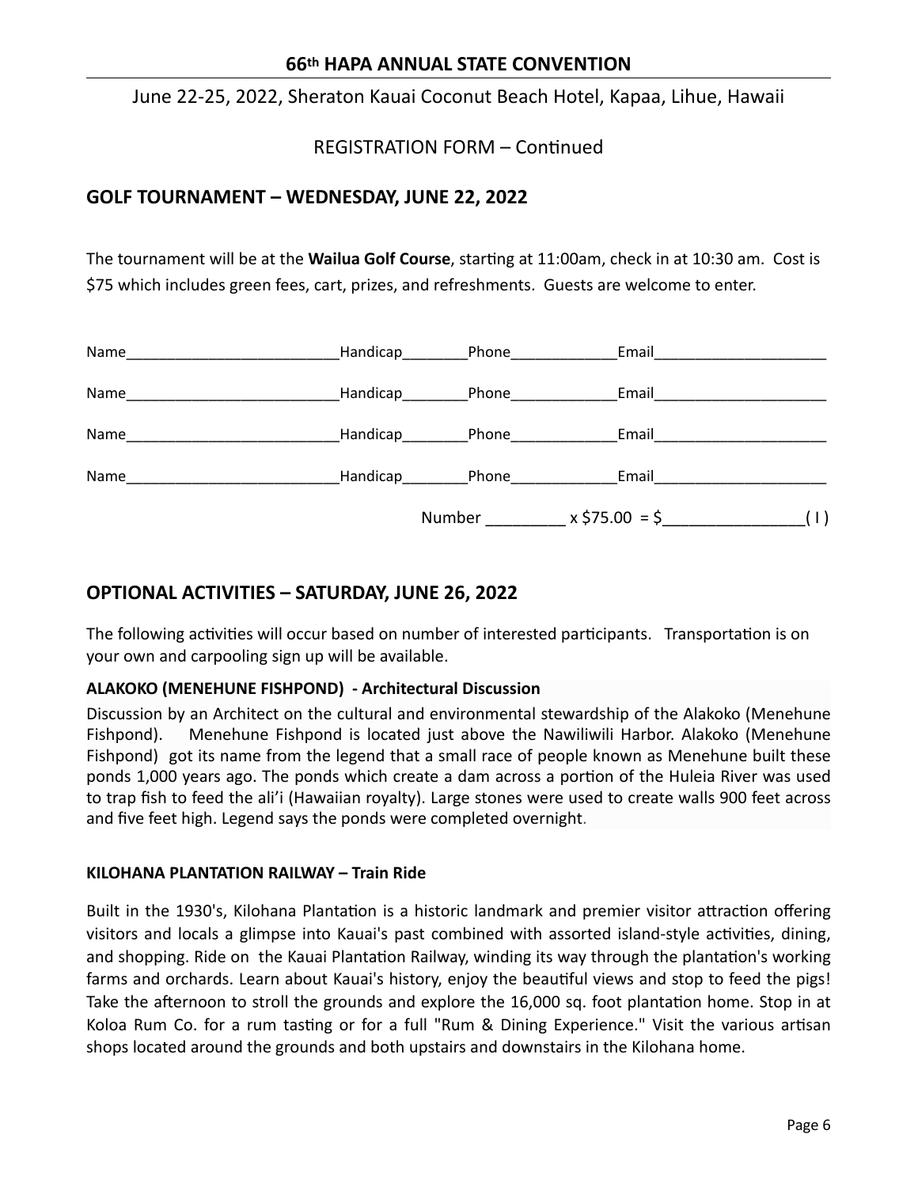## 66th HAPA ANNUAL STATE CONVENTION

June 22-25, 2022, Sheraton Kauai Coconut Beach Hotel, Kapaa, Lihue, Hawaii

REGISTRATION FORM – Continued

## GOLF TOURNAMENT – WEDNESDAY, JUNE 22, 2022

The tournament will be at the **Wailua Golf Course**, starting at 11:00am, check in at 10:30 am. Cost is $75 which includes green fees, cart, prizes, and refreshments. Guests are welcome to enter.

Name__________________________Handicap________Phone_____________Email______________________

Name__________________________Handicap________Phone_____________Email______________________

Name__________________________Handicap________Phone_____________Email______________________

Name__________________________Handicap________Phone_____________Email______________________

Number _________ x $75.00 = $_________________( I )

## OPTIONAL ACTIVITIES – SATURDAY, JUNE 26, 2022

The following activities will occur based on number of interested participants. Transportation is on your own and carpooling sign up will be available.

### ALAKOKO (MENEHUNE FISHPOND) - Architectural Discussion

Discussion by an Architect on the cultural and environmental stewardship of the Alakoko (Menehune Fishpond). Menehune Fishpond is located just above the Nawiliwili Harbor. Alakoko (Menehune Fishpond) got its name from the legend that a small race of people known as Menehune built these ponds 1,000 years ago. The ponds which create a dam across a portion of the Huleia River was used to trap fish to feed the ali'i (Hawaiian royalty). Large stones were used to create walls 900 feet across and five feet high. Legend says the ponds were completed overnight.

### KILOHANA PLANTATION RAILWAY – Train Ride

Built in the 1930's, Kilohana Plantation is a historic landmark and premier visitor attraction offering visitors and locals a glimpse into Kauai's past combined with assorted island-style activities, dining, and shopping. Ride on the Kauai Plantation Railway, winding its way through the plantation's working farms and orchards. Learn about Kauai's history, enjoy the beautiful views and stop to feed the pigs! Take the afternoon to stroll the grounds and explore the 16,000 sq. foot plantation home. Stop in at Koloa Rum Co. for a rum tasting or for a full "Rum & Dining Experience." Visit the various artisan shops located around the grounds and both upstairs and downstairs in the Kilohana home.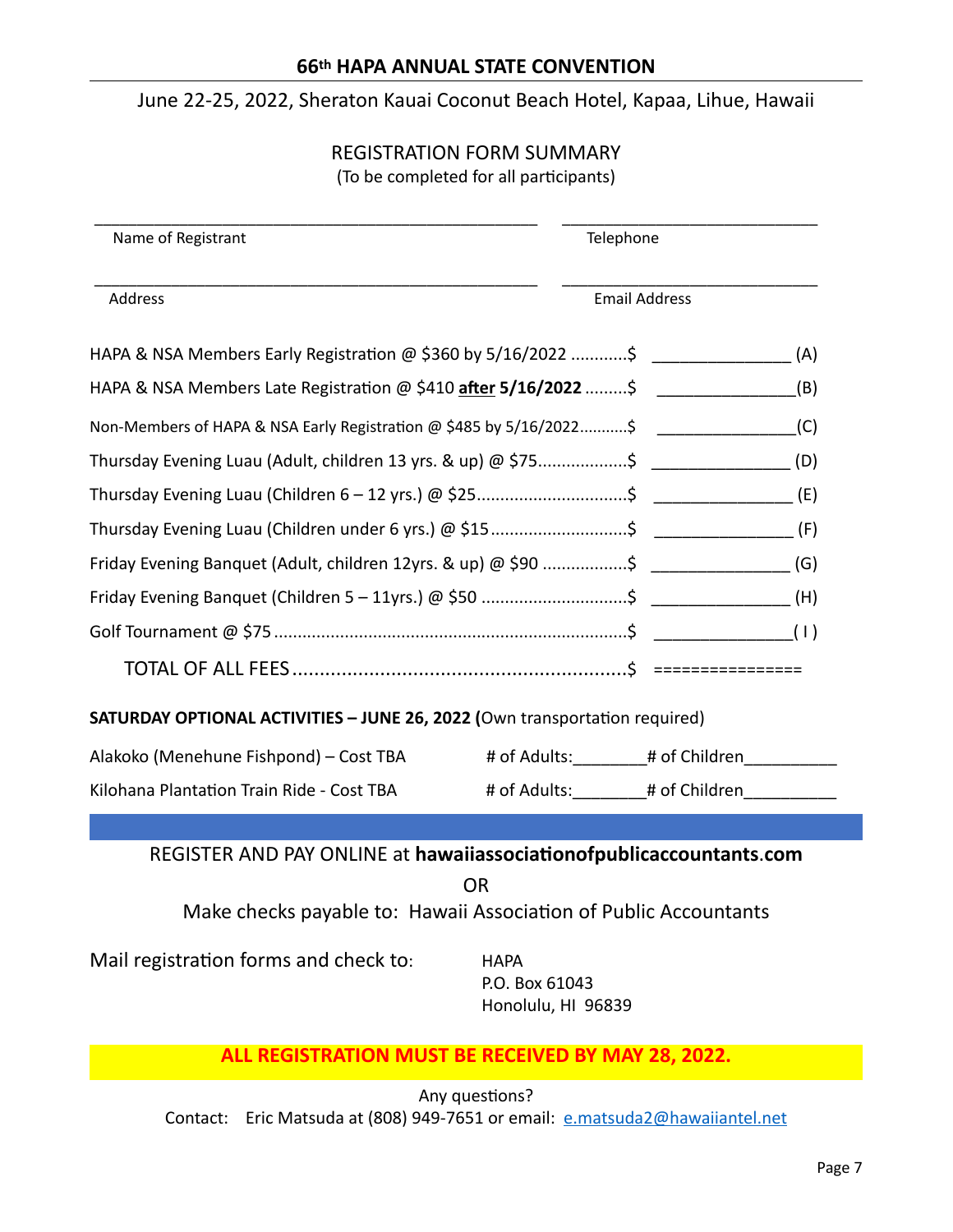## 66th HAPA ANNUAL STATE CONVENTION

June 22-25, 2022, Sheraton Kauai Coconut Beach Hotel, Kapaa, Lihue, Hawaii

REGISTRATION FORM SUMMARY
(To be completed for all participants)

_______________________________________________ ____________________________
Name of Registrant Telephone

_______________________________________________ ____________________________
Address Email Address

HAPA & NSA Members Early Registration @ $360 by 5/16/2022 ............$ _______________ (A)

HAPA & NSA Members Late Registration @ $410 **after 5/16/2022** .........$ _______________(B)

Non-Members of HAPA & NSA Early Registration @ $485 by 5/16/2022...........$ _______________(C)

Thursday Evening Luau (Adult, children 13 yrs. & up) @ $75..................$ _______________ (D)

Thursday Evening Luau (Children 6 – 12 yrs.) @ $25...............................$ _______________ (E)

Thursday Evening Luau (Children under 6 yrs.) @ $15............................$ _______________ (F)

Friday Evening Banquet (Adult, children 12yrs. & up) @ $90 .................$ _______________ (G)

Friday Evening Banquet (Children 5 – 11yrs.) @ $50 ..............................$ _______________ (H)

Golf Tournament @ $75 .........................................................................$ _______________( I )

TOTAL OF ALL FEES .............................................................$ ================

**SATURDAY OPTIONAL ACTIVITIES – JUNE 26, 2022 (**Own transportation required)

Alakoko (Menehune Fishpond) – Cost TBA # of Adults:________# of Children__________

Kilohana Plantation Train Ride - Cost TBA # of Adults:________# of Children__________

REGISTER AND PAY ONLINE at **hawaiiassociationofpublicaccountants.com**

OR

Make checks payable to: Hawaii Association of Public Accountants

Mail registration forms and check to:

HAPA
P.O. Box 61043
Honolulu, HI 96839

**ALL REGISTRATION MUST BE RECEIVED BY MAY 28, 2022.**

Any questions?
Contact: Eric Matsuda at (808) 949-7651 or email: e.matsuda2@hawaiiantel.net